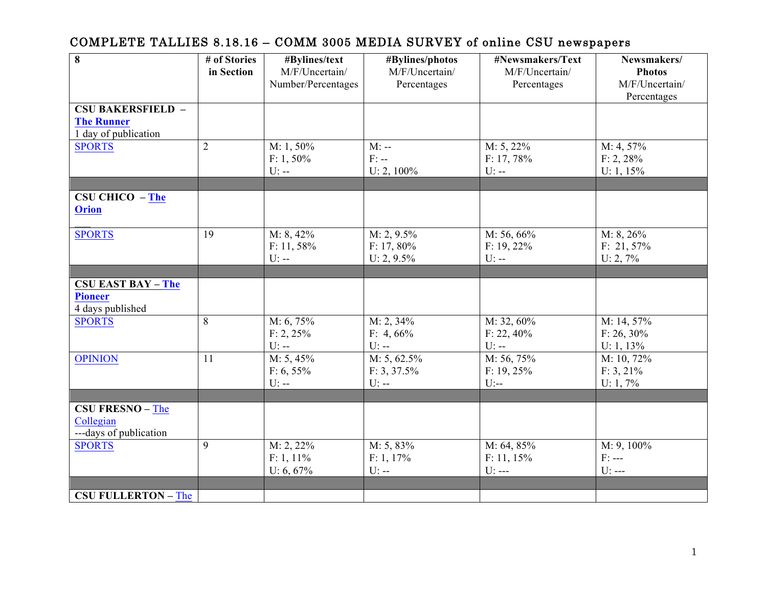# COMPLETE TALLIES 8.18.16 – COMM 3005 MEDIA SURVEY of online CSU newspapers

| 8 | # of Stories in Section | #Bylines/text M/F/Uncertain/ Number/Percentages | #Bylines/photos M/F/Uncertain/ Percentages | #Newsmakers/Text M/F/Uncertain/ Percentages | Newsmakers/ Photos M/F/Uncertain/ Percentages |
|---|---|---|---|---|---|
| **CSU BAKERSFIELD – The Runner** 1 day of publication | | | | | |
| SPORTS | 2 | M: 1, 50% F: 1, 50% U: -- | M: -- F: -- U: 2, 100% | M: 5, 22% F: 17, 78% U: -- | M: 4, 57% F: 2, 28% U: 1, 15% |
| | | | | | |
| **CSU CHICO – The Orion** | | | | | |
| SPORTS | 19 | M: 8, 42% F: 11, 58% U: -- | M: 2, 9.5% F: 17, 80% U: 2, 9.5% | M: 56, 66% F: 19, 22% U: -- | M: 8, 26% F: 21, 57% U: 2, 7% |
| | | | | | |
| **CSU EAST BAY – The Pioneer** 4 days published | | | | | |
| SPORTS | 8 | M: 6, 75% F: 2, 25% U: -- | M: 2, 34% F: 4, 66% U: -- | M: 32, 60% F: 22, 40% U: -- | M: 14, 57% F: 26, 30% U: 1, 13% |
| OPINION | 11 | M: 5, 45% F: 6, 55% U: -- | M: 5, 62.5% F: 3, 37.5% U: -- | M: 56, 75% F: 19, 25% U:-- | M: 10, 72% F: 3, 21% U: 1, 7% |
| | | | | | |
| **CSU FRESNO –** The Collegian ---days of publication | | | | | |
| SPORTS | 9 | M: 2, 22% F: 1, 11% U: 6, 67% | M: 5, 83% F: 1, 17% U: -- | M: 64, 85% F: 11, 15% U: --- | M: 9, 100% F: --- U: --- |
| | | | | | |
| **CSU FULLERTON –** The | | | | | |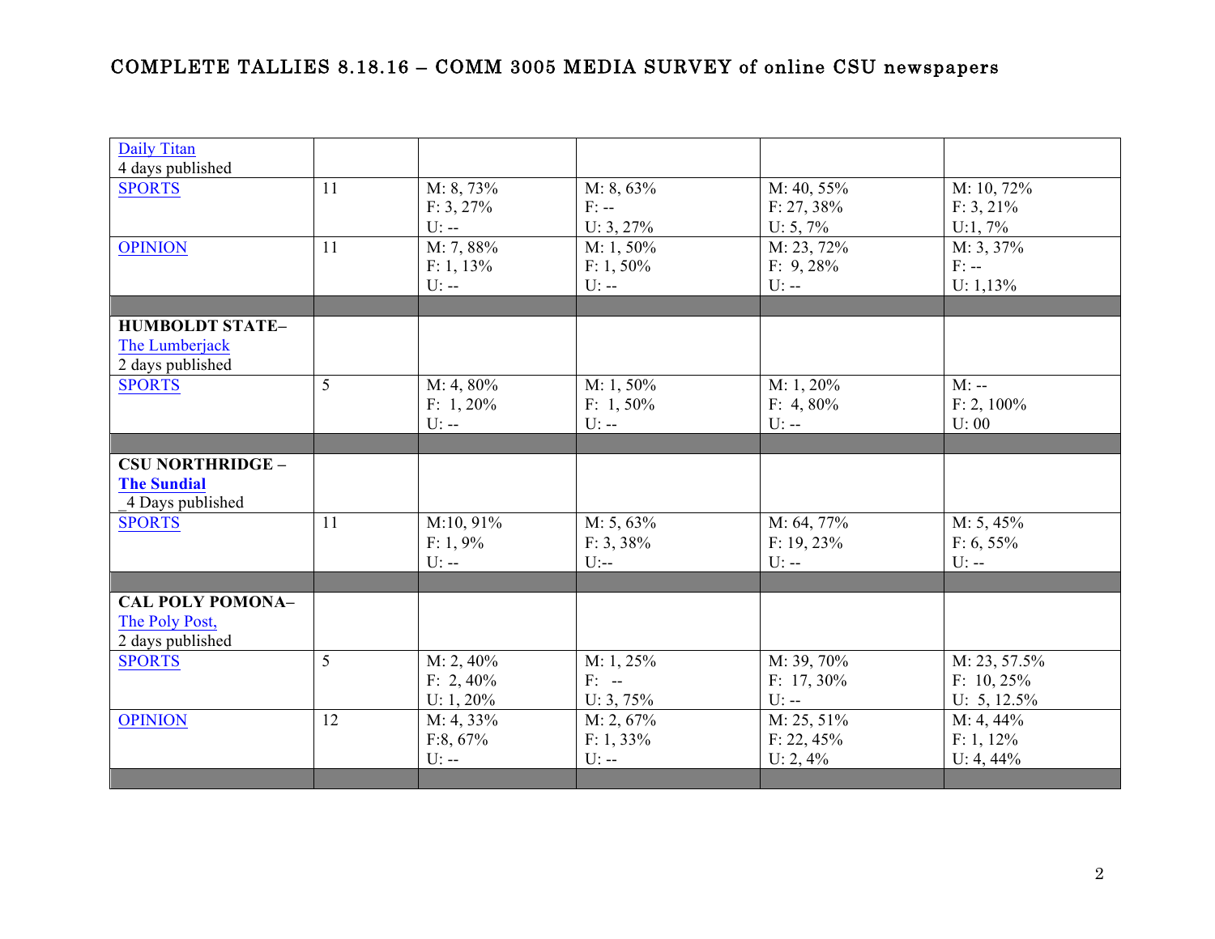## COMPLETE TALLIES 8.18.16 – COMM 3005 MEDIA SURVEY of online CSU newspapers

| | | | | | |
|---|---|---|---|---|---|
| Daily Titan<br>4 days published | | | | | |
| SPORTS | 11 | M: 8, 73%<br>F: 3, 27%<br>U: -- | M: 8, 63%<br>F: --<br>U: 3, 27% | M: 40, 55%<br>F: 27, 38%<br>U: 5, 7% | M: 10, 72%<br>F: 3, 21%<br>U:1, 7% |
| OPINION | 11 | M: 7, 88%<br>F: 1, 13%<br>U: -- | M: 1, 50%<br>F: 1, 50%<br>U: -- | M: 23, 72%<br>F: 9, 28%<br>U: -- | M: 3, 37%<br>F: --<br>U: 1,13% |
| | | | | | |
| **HUMBOLDT STATE–**<br>The Lumberjack<br>2 days published | | | | | |
| SPORTS | 5 | M: 4, 80%<br>F: 1, 20%<br>U: -- | M: 1, 50%<br>F: 1, 50%<br>U: -- | M: 1, 20%<br>F: 4, 80%<br>U: -- | M: --<br>F: 2, 100%<br>U: 00 |
| | | | | | |
| **CSU NORTHRIDGE –**<br>**The Sundial**<br>_4 Days published | | | | | |
| SPORTS | 11 | M:10, 91%<br>F: 1, 9%<br>U: -- | M: 5, 63%<br>F: 3, 38%<br>U:-- | M: 64, 77%<br>F: 19, 23%<br>U: -- | M: 5, 45%<br>F: 6, 55%<br>U: -- |
| | | | | | |
| **CAL POLY POMONA–**<br>The Poly Post,<br>2 days published | | | | | |
| SPORTS | 5 | M: 2, 40%<br>F: 2, 40%<br>U: 1, 20% | M: 1, 25%<br>F: --<br>U: 3, 75% | M: 39, 70%<br>F: 17, 30%<br>U: -- | M: 23, 57.5%<br>F: 10, 25%<br>U: 5, 12.5% |
| OPINION | 12 | M: 4, 33%<br>F:8, 67%<br>U: -- | M: 2, 67%<br>F: 1, 33%<br>U: -- | M: 25, 51%<br>F: 22, 45%<br>U: 2, 4% | M: 4, 44%<br>F: 1, 12%<br>U: 4, 44% |
| | | | | | |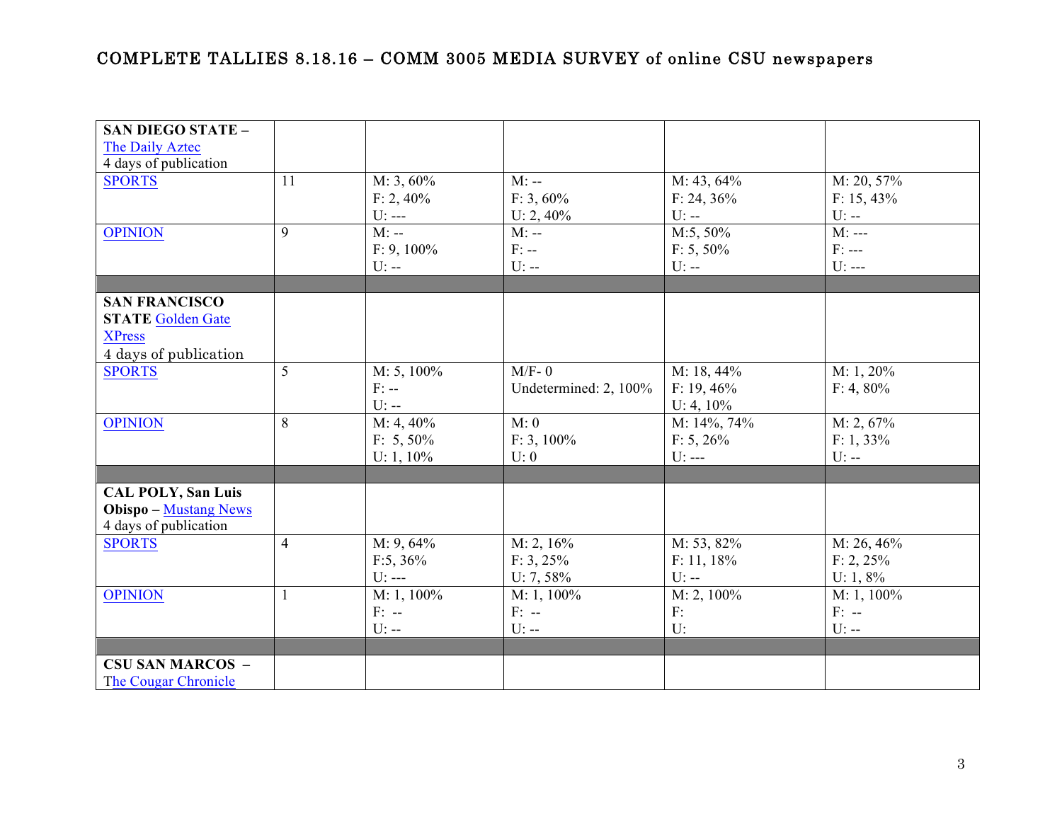COMPLETE TALLIES 8.18.16 – COMM 3005 MEDIA SURVEY of online CSU newspapers

| | | | | | |
|---|---|---|---|---|---|
| **SAN DIEGO STATE –** The Daily Aztec<br>4 days of publication | | | | | |
| SPORTS | 11 | M: 3, 60%<br>F: 2, 40%<br>U: --- | M: --<br>F: 3, 60%<br>U: 2, 40% | M: 43, 64%<br>F: 24, 36%<br>U: -- | M: 20, 57%<br>F: 15, 43%<br>U: -- |
| OPINION | 9 | M: --<br>F: 9, 100%<br>U: -- | M: --<br>F: --<br>U: -- | M:5, 50%<br>F: 5, 50%<br>U: -- | M: ---<br>F: ---<br>U: --- |
| | | | | | |
| **SAN FRANCISCO STATE** Golden Gate XPress<br>4 days of publication | | | | | |
| SPORTS | 5 | M: 5, 100%<br>F: --<br>U: -- | M/F- 0<br>Undetermined: 2, 100% | M: 18, 44%<br>F: 19, 46%<br>U: 4, 10% | M: 1, 20%<br>F: 4, 80% |
| OPINION | 8 | M: 4, 40%<br>F: 5, 50%<br>U: 1, 10% | M: 0<br>F: 3, 100%<br>U: 0 | M: 14%, 74%<br>F: 5, 26%<br>U: --- | M: 2, 67%<br>F: 1, 33%<br>U: -- |
| | | | | | |
| **CAL POLY, San Luis Obispo –** Mustang News<br>4 days of publication | | | | | |
| SPORTS | 4 | M: 9, 64%<br>F:5, 36%<br>U: --- | M: 2, 16%<br>F: 3, 25%<br>U: 7, 58% | M: 53, 82%<br>F: 11, 18%<br>U: -- | M: 26, 46%<br>F: 2, 25%<br>U: 1, 8% |
| OPINION | 1 | M: 1, 100%<br>F: --<br>U: -- | M: 1, 100%<br>F: --<br>U: -- | M: 2, 100%<br>F:<br>U: | M: 1, 100%<br>F: --<br>U: -- |
| | | | | | |
| **CSU SAN MARCOS –** The Cougar Chronicle | | | | | |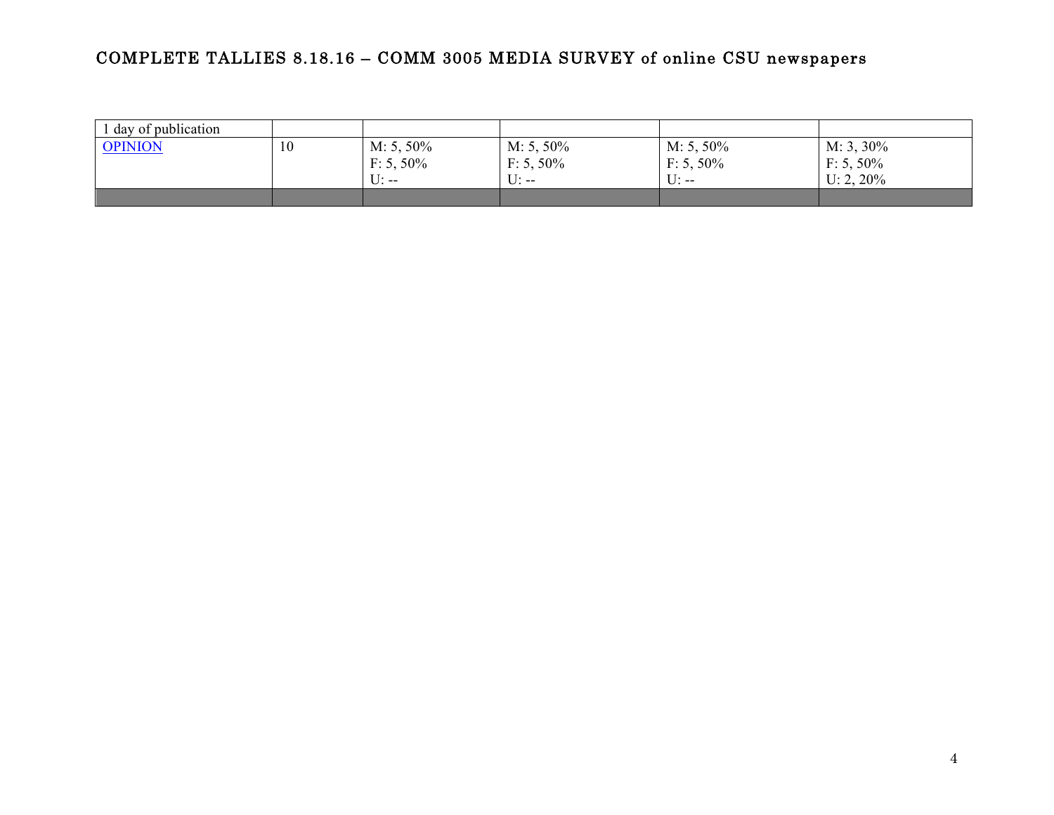COMPLETE TALLIES 8.18.16 – COMM 3005 MEDIA SURVEY of online CSU newspapers

| | | | | | |
|---|---|---|---|---|---|
| 1 day of publication | | | | | |
| OPINION | 10 | M: 5, 50%<br>F: 5, 50%<br>U: -- | M: 5, 50%<br>F: 5, 50%<br>U: -- | M: 5, 50%<br>F: 5, 50%<br>U: -- | M: 3, 30%<br>F: 5, 50%<br>U: 2, 20% |
| | | | | | |